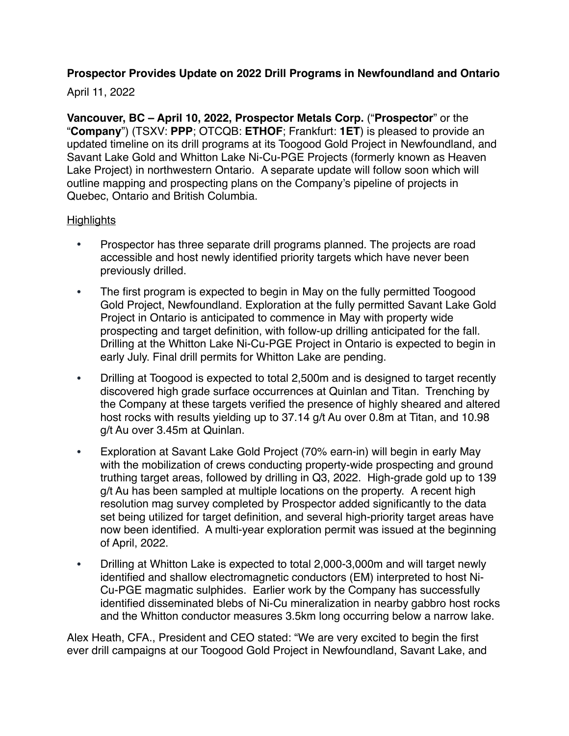**Prospector Provides Update on 2022 Drill Programs in Newfoundland and Ontario**

April 11, 2022

**Vancouver, BC – April 10, 2022, Prospector Metals Corp.** ("**Prospector**" or the "**Company**") (TSXV: **PPP**; OTCQB: **ETHOF**; Frankfurt: **1ET**) is pleased to provide an updated timeline on its drill programs at its Toogood Gold Project in Newfoundland, and Savant Lake Gold and Whitton Lake Ni-Cu-PGE Projects (formerly known as Heaven Lake Project) in northwestern Ontario. A separate update will follow soon which will outline mapping and prospecting plans on the Company's pipeline of projects in Quebec, Ontario and British Columbia.

Highlights

- Prospector has three separate drill programs planned. The projects are road accessible and host newly identified priority targets which have never been previously drilled.
- The first program is expected to begin in May on the fully permitted Toogood Gold Project, Newfoundland. Exploration at the fully permitted Savant Lake Gold Project in Ontario is anticipated to commence in May with property wide prospecting and target definition, with follow-up drilling anticipated for the fall. Drilling at the Whitton Lake Ni-Cu-PGE Project in Ontario is expected to begin in early July. Final drill permits for Whitton Lake are pending.
- Drilling at Toogood is expected to total 2,500m and is designed to target recently discovered high grade surface occurrences at Quinlan and Titan. Trenching by the Company at these targets verified the presence of highly sheared and altered host rocks with results yielding up to 37.14 g/t Au over 0.8m at Titan, and 10.98 g/t Au over 3.45m at Quinlan.
- Exploration at Savant Lake Gold Project (70% earn-in) will begin in early May with the mobilization of crews conducting property-wide prospecting and ground truthing target areas, followed by drilling in Q3, 2022. High-grade gold up to 139 g/t Au has been sampled at multiple locations on the property. A recent high resolution mag survey completed by Prospector added significantly to the data set being utilized for target definition, and several high-priority target areas have now been identified. A multi-year exploration permit was issued at the beginning of April, 2022.
- Drilling at Whitton Lake is expected to total 2,000-3,000m and will target newly identified and shallow electromagnetic conductors (EM) interpreted to host Ni-Cu-PGE magmatic sulphides. Earlier work by the Company has successfully identified disseminated blebs of Ni-Cu mineralization in nearby gabbro host rocks and the Whitton conductor measures 3.5km long occurring below a narrow lake.

Alex Heath, CFA., President and CEO stated: "We are very excited to begin the first ever drill campaigns at our Toogood Gold Project in Newfoundland, Savant Lake, and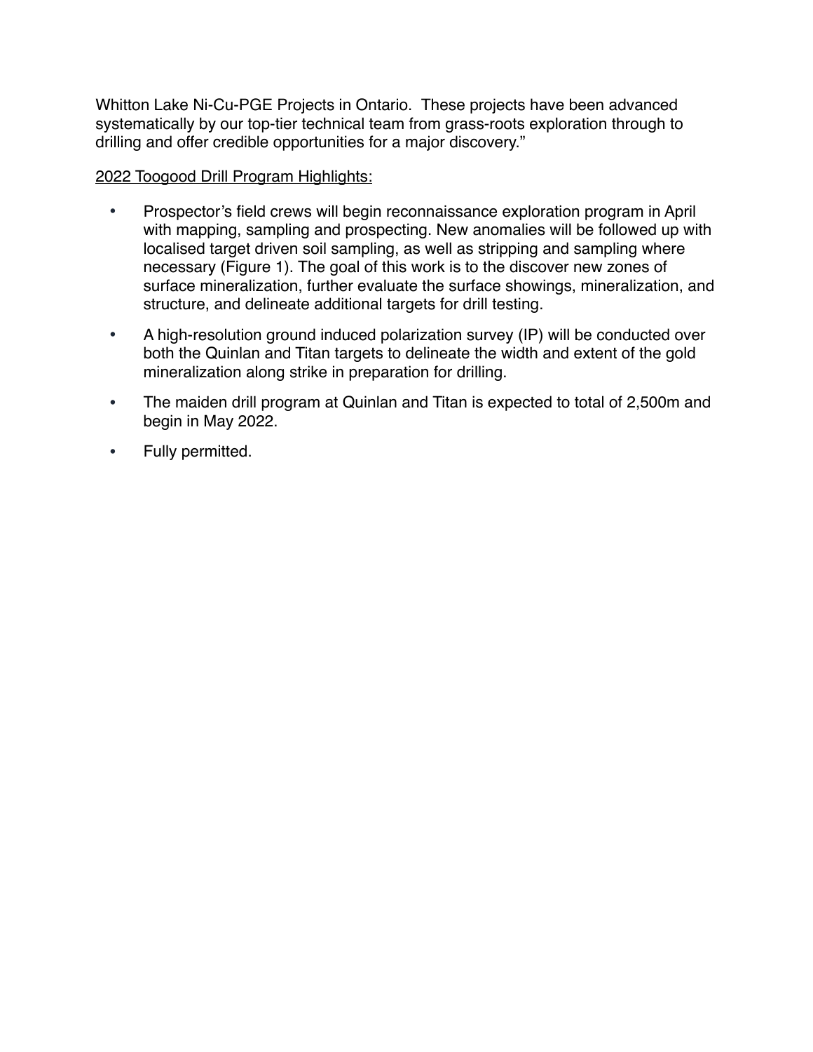Whitton Lake Ni-Cu-PGE Projects in Ontario. These projects have been advanced systematically by our top-tier technical team from grass-roots exploration through to drilling and offer credible opportunities for a major discovery."

<u>2022 Toogood Drill Program Highlights:</u>

- Prospector's field crews will begin reconnaissance exploration program in April with mapping, sampling and prospecting. New anomalies will be followed up with localised target driven soil sampling, as well as stripping and sampling where necessary (Figure 1). The goal of this work is to the discover new zones of surface mineralization, further evaluate the surface showings, mineralization, and structure, and delineate additional targets for drill testing.
- A high-resolution ground induced polarization survey (IP) will be conducted over both the Quinlan and Titan targets to delineate the width and extent of the gold mineralization along strike in preparation for drilling.
- The maiden drill program at Quinlan and Titan is expected to total of 2,500m and begin in May 2022.
- Fully permitted.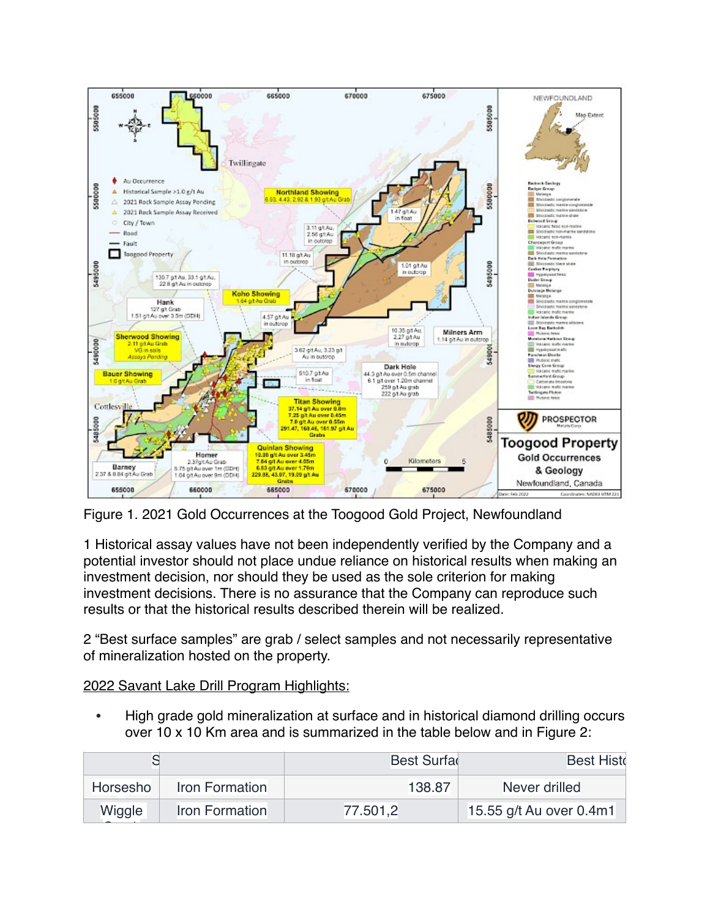Figure 1. 2021 Gold Occurrences at the Toogood Gold Project, Newfoundland

1 Historical assay values have not been independently verified by the Company and a potential investor should not place undue reliance on historical results when making an investment decision, nor should they be used as the sole criterion for making investment decisions. There is no assurance that the Company can reproduce such results or that the historical results described therein will be realized.

2 "Best surface samples" are grab / select samples and not necessarily representative of mineralization hosted on the property.

2022 Savant Lake Drill Program Highlights:

- High grade gold mineralization at surface and in historical diamond drilling occurs over 10 x 10 Km area and is summarized in the table below and in Figure 2:

| S | | Best Surfac | Best Histo |
|---|---|---|---|
| Horsesho | Iron Formation | 138.87 | Never drilled |
| Wiggle | Iron Formation | 77.501,2 | 15.55 g/t Au over 0.4m1 |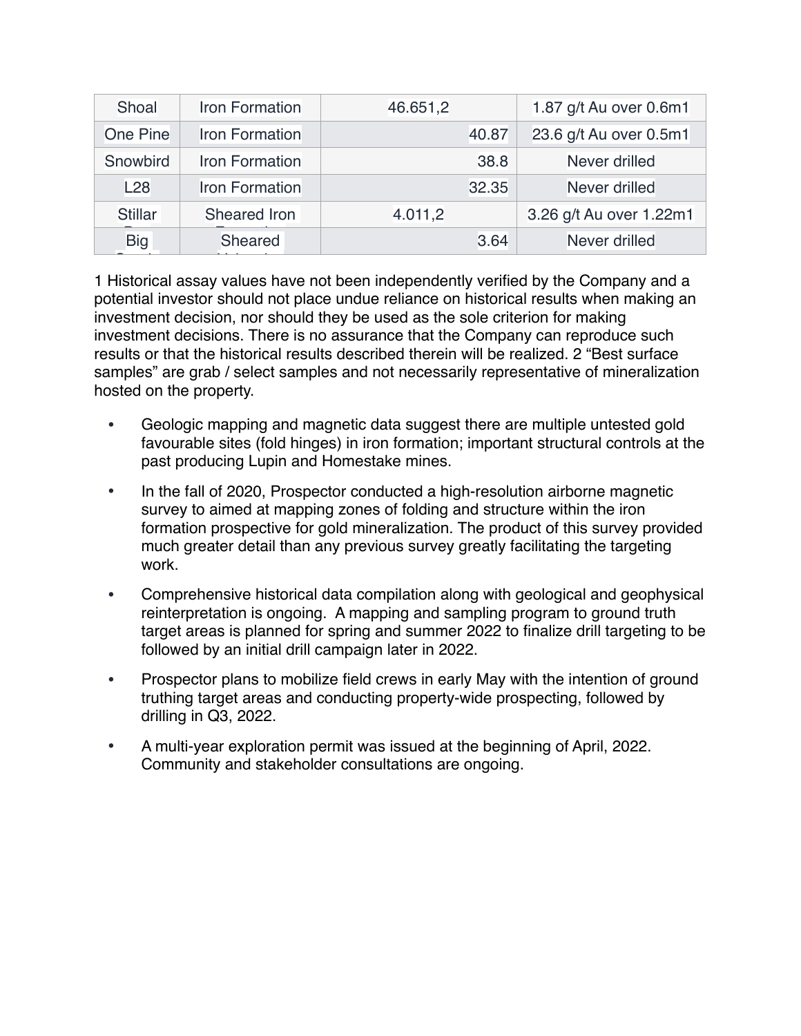| Shoal | Iron Formation | 46.651,2 | 1.87 g/t Au over 0.6m1 |
|---|---|---|---|
| One Pine | Iron Formation | 40.87 | 23.6 g/t Au over 0.5m1 |
| Snowbird | Iron Formation | 38.8 | Never drilled |
| L28 | Iron Formation | 32.35 | Never drilled |
| Stillar | Sheared Iron | 4.011,2 | 3.26 g/t Au over 1.22m1 |
| Big | Sheared | 3.64 | Never drilled |

1 Historical assay values have not been independently verified by the Company and a potential investor should not place undue reliance on historical results when making an investment decision, nor should they be used as the sole criterion for making investment decisions. There is no assurance that the Company can reproduce such results or that the historical results described therein will be realized. 2 "Best surface samples" are grab / select samples and not necessarily representative of mineralization hosted on the property.

- Geologic mapping and magnetic data suggest there are multiple untested gold favourable sites (fold hinges) in iron formation; important structural controls at the past producing Lupin and Homestake mines.
- In the fall of 2020, Prospector conducted a high-resolution airborne magnetic survey to aimed at mapping zones of folding and structure within the iron formation prospective for gold mineralization. The product of this survey provided much greater detail than any previous survey greatly facilitating the targeting work.
- Comprehensive historical data compilation along with geological and geophysical reinterpretation is ongoing. A mapping and sampling program to ground truth target areas is planned for spring and summer 2022 to finalize drill targeting to be followed by an initial drill campaign later in 2022.
- Prospector plans to mobilize field crews in early May with the intention of ground truthing target areas and conducting property-wide prospecting, followed by drilling in Q3, 2022.
- A multi-year exploration permit was issued at the beginning of April, 2022. Community and stakeholder consultations are ongoing.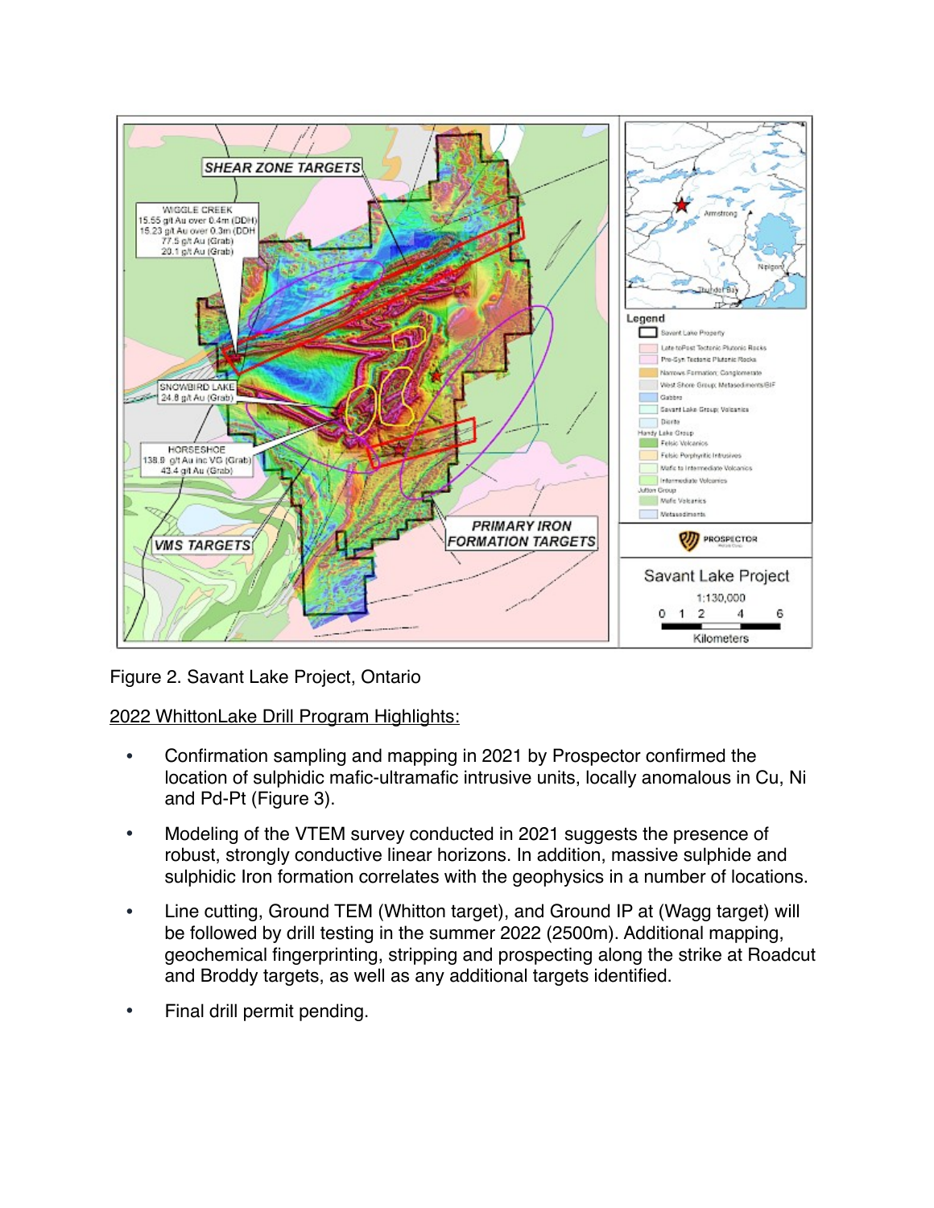Figure 2. Savant Lake Project, Ontario

<u>2022 WhittonLake Drill Program Highlights:</u>

- Confirmation sampling and mapping in 2021 by Prospector confirmed the location of sulphidic mafic-ultramafic intrusive units, locally anomalous in Cu, Ni and Pd-Pt (Figure 3).
- Modeling of the VTEM survey conducted in 2021 suggests the presence of robust, strongly conductive linear horizons. In addition, massive sulphide and sulphidic Iron formation correlates with the geophysics in a number of locations.
- Line cutting, Ground TEM (Whitton target), and Ground IP at (Wagg target) will be followed by drill testing in the summer 2022 (2500m). Additional mapping, geochemical fingerprinting, stripping and prospecting along the strike at Roadcut and Broddy targets, as well as any additional targets identified.
- Final drill permit pending.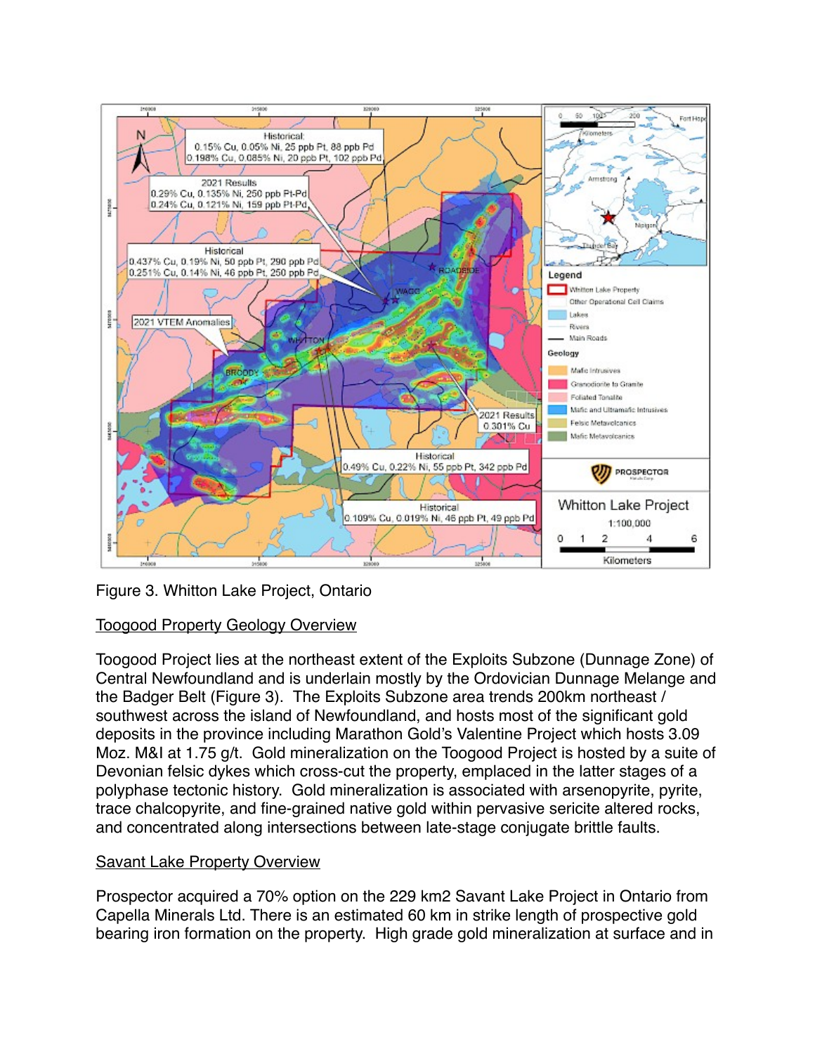Figure 3. Whitton Lake Project, Ontario

Toogood Property Geology Overview

Toogood Project lies at the northeast extent of the Exploits Subzone (Dunnage Zone) of Central Newfoundland and is underlain mostly by the Ordovician Dunnage Melange and the Badger Belt (Figure 3). The Exploits Subzone area trends 200km northeast / southwest across the island of Newfoundland, and hosts most of the significant gold deposits in the province including Marathon Gold's Valentine Project which hosts 3.09 Moz. M&I at 1.75 g/t. Gold mineralization on the Toogood Project is hosted by a suite of Devonian felsic dykes which cross-cut the property, emplaced in the latter stages of a polyphase tectonic history. Gold mineralization is associated with arsenopyrite, pyrite, trace chalcopyrite, and fine-grained native gold within pervasive sericite altered rocks, and concentrated along intersections between late-stage conjugate brittle faults.

Savant Lake Property Overview

Prospector acquired a 70% option on the 229 km2 Savant Lake Project in Ontario from Capella Minerals Ltd. There is an estimated 60 km in strike length of prospective gold bearing iron formation on the property. High grade gold mineralization at surface and in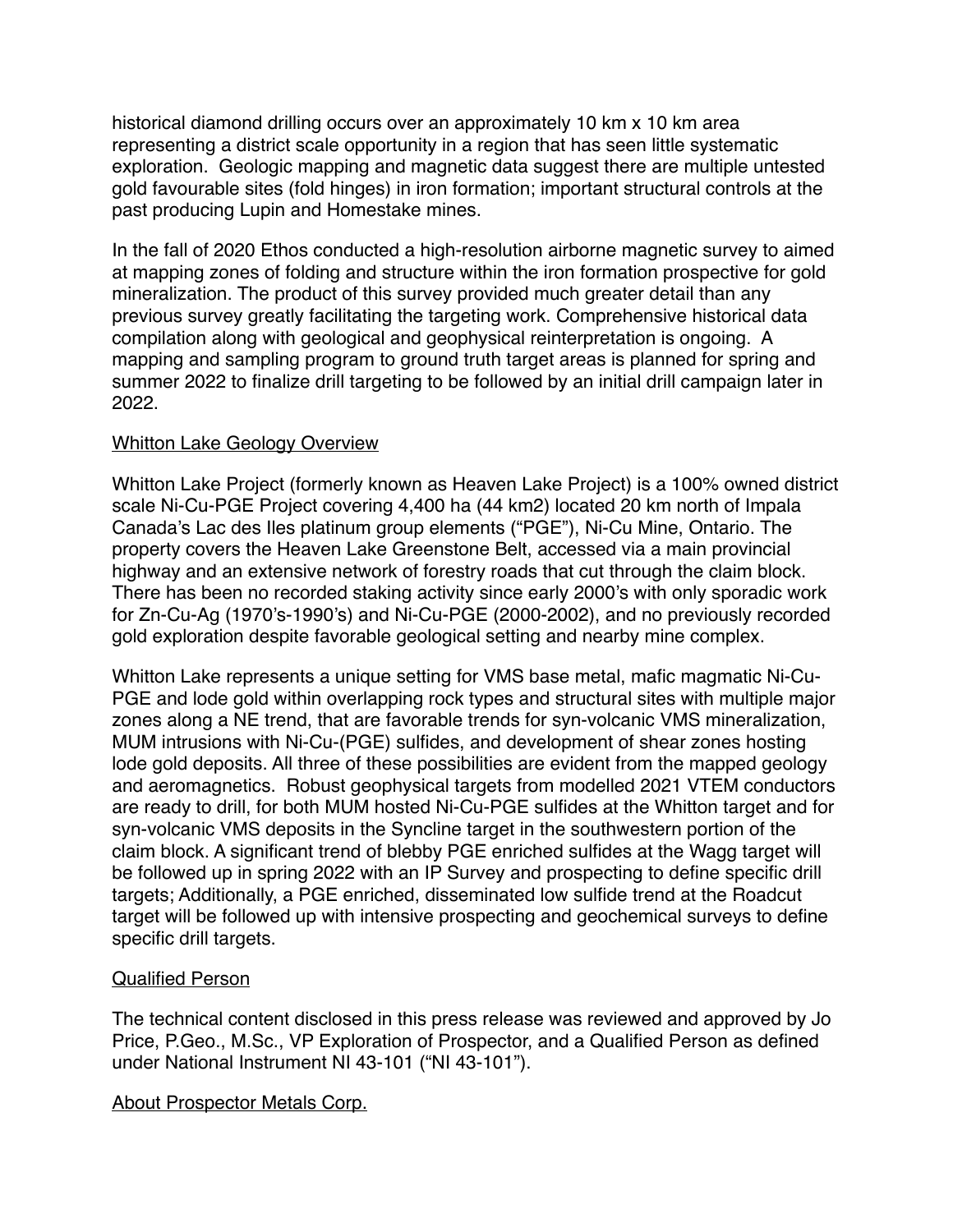historical diamond drilling occurs over an approximately 10 km x 10 km area representing a district scale opportunity in a region that has seen little systematic exploration. Geologic mapping and magnetic data suggest there are multiple untested gold favourable sites (fold hinges) in iron formation; important structural controls at the past producing Lupin and Homestake mines.

In the fall of 2020 Ethos conducted a high-resolution airborne magnetic survey to aimed at mapping zones of folding and structure within the iron formation prospective for gold mineralization. The product of this survey provided much greater detail than any previous survey greatly facilitating the targeting work. Comprehensive historical data compilation along with geological and geophysical reinterpretation is ongoing. A mapping and sampling program to ground truth target areas is planned for spring and summer 2022 to finalize drill targeting to be followed by an initial drill campaign later in 2022.

## Whitton Lake Geology Overview

Whitton Lake Project (formerly known as Heaven Lake Project) is a 100% owned district scale Ni-Cu-PGE Project covering 4,400 ha (44 km2) located 20 km north of Impala Canada's Lac des Iles platinum group elements ("PGE"), Ni-Cu Mine, Ontario. The property covers the Heaven Lake Greenstone Belt, accessed via a main provincial highway and an extensive network of forestry roads that cut through the claim block. There has been no recorded staking activity since early 2000's with only sporadic work for Zn-Cu-Ag (1970's-1990's) and Ni-Cu-PGE (2000-2002), and no previously recorded gold exploration despite favorable geological setting and nearby mine complex.

Whitton Lake represents a unique setting for VMS base metal, mafic magmatic Ni-Cu-PGE and lode gold within overlapping rock types and structural sites with multiple major zones along a NE trend, that are favorable trends for syn-volcanic VMS mineralization, MUM intrusions with Ni-Cu-(PGE) sulfides, and development of shear zones hosting lode gold deposits. All three of these possibilities are evident from the mapped geology and aeromagnetics. Robust geophysical targets from modelled 2021 VTEM conductors are ready to drill, for both MUM hosted Ni-Cu-PGE sulfides at the Whitton target and for syn-volcanic VMS deposits in the Syncline target in the southwestern portion of the claim block. A significant trend of blebby PGE enriched sulfides at the Wagg target will be followed up in spring 2022 with an IP Survey and prospecting to define specific drill targets; Additionally, a PGE enriched, disseminated low sulfide trend at the Roadcut target will be followed up with intensive prospecting and geochemical surveys to define specific drill targets.

## Qualified Person

The technical content disclosed in this press release was reviewed and approved by Jo Price, P.Geo., M.Sc., VP Exploration of Prospector, and a Qualified Person as defined under National Instrument NI 43-101 ("NI 43-101").

## About Prospector Metals Corp.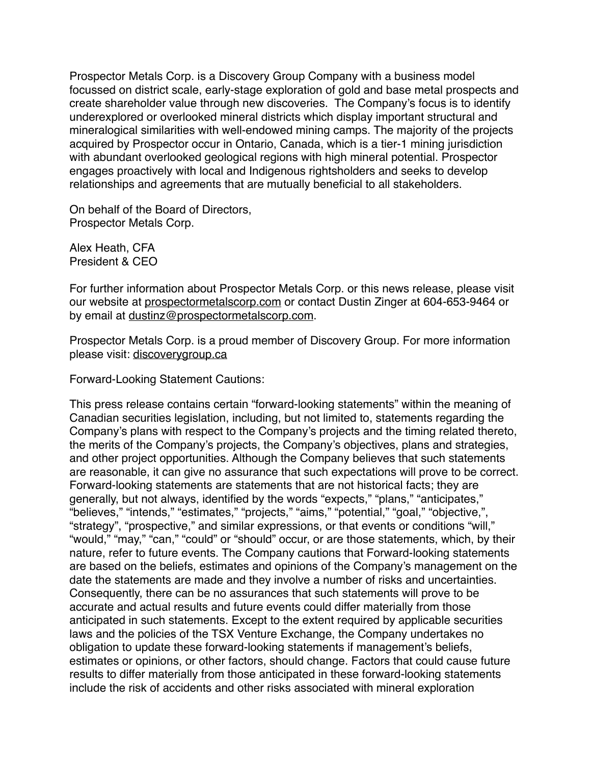Prospector Metals Corp. is a Discovery Group Company with a business model focussed on district scale, early-stage exploration of gold and base metal prospects and create shareholder value through new discoveries. The Company's focus is to identify underexplored or overlooked mineral districts which display important structural and mineralogical similarities with well-endowed mining camps. The majority of the projects acquired by Prospector occur in Ontario, Canada, which is a tier-1 mining jurisdiction with abundant overlooked geological regions with high mineral potential. Prospector engages proactively with local and Indigenous rightsholders and seeks to develop relationships and agreements that are mutually beneficial to all stakeholders.

On behalf of the Board of Directors,
Prospector Metals Corp.

Alex Heath, CFA
President & CEO

For further information about Prospector Metals Corp. or this news release, please visit our website at prospectormetalscorp.com or contact Dustin Zinger at 604-653-9464 or by email at dustinz@prospectormetalscorp.com.

Prospector Metals Corp. is a proud member of Discovery Group. For more information please visit: discoverygroup.ca

Forward-Looking Statement Cautions:

This press release contains certain "forward-looking statements" within the meaning of Canadian securities legislation, including, but not limited to, statements regarding the Company's plans with respect to the Company's projects and the timing related thereto, the merits of the Company's projects, the Company's objectives, plans and strategies, and other project opportunities. Although the Company believes that such statements are reasonable, it can give no assurance that such expectations will prove to be correct. Forward-looking statements are statements that are not historical facts; they are generally, but not always, identified by the words "expects," "plans," "anticipates," "believes," "intends," "estimates," "projects," "aims," "potential," "goal," "objective,", "strategy", "prospective," and similar expressions, or that events or conditions "will," "would," "may," "can," "could" or "should" occur, or are those statements, which, by their nature, refer to future events. The Company cautions that Forward-looking statements are based on the beliefs, estimates and opinions of the Company's management on the date the statements are made and they involve a number of risks and uncertainties. Consequently, there can be no assurances that such statements will prove to be accurate and actual results and future events could differ materially from those anticipated in such statements. Except to the extent required by applicable securities laws and the policies of the TSX Venture Exchange, the Company undertakes no obligation to update these forward-looking statements if management's beliefs, estimates or opinions, or other factors, should change. Factors that could cause future results to differ materially from those anticipated in these forward-looking statements include the risk of accidents and other risks associated with mineral exploration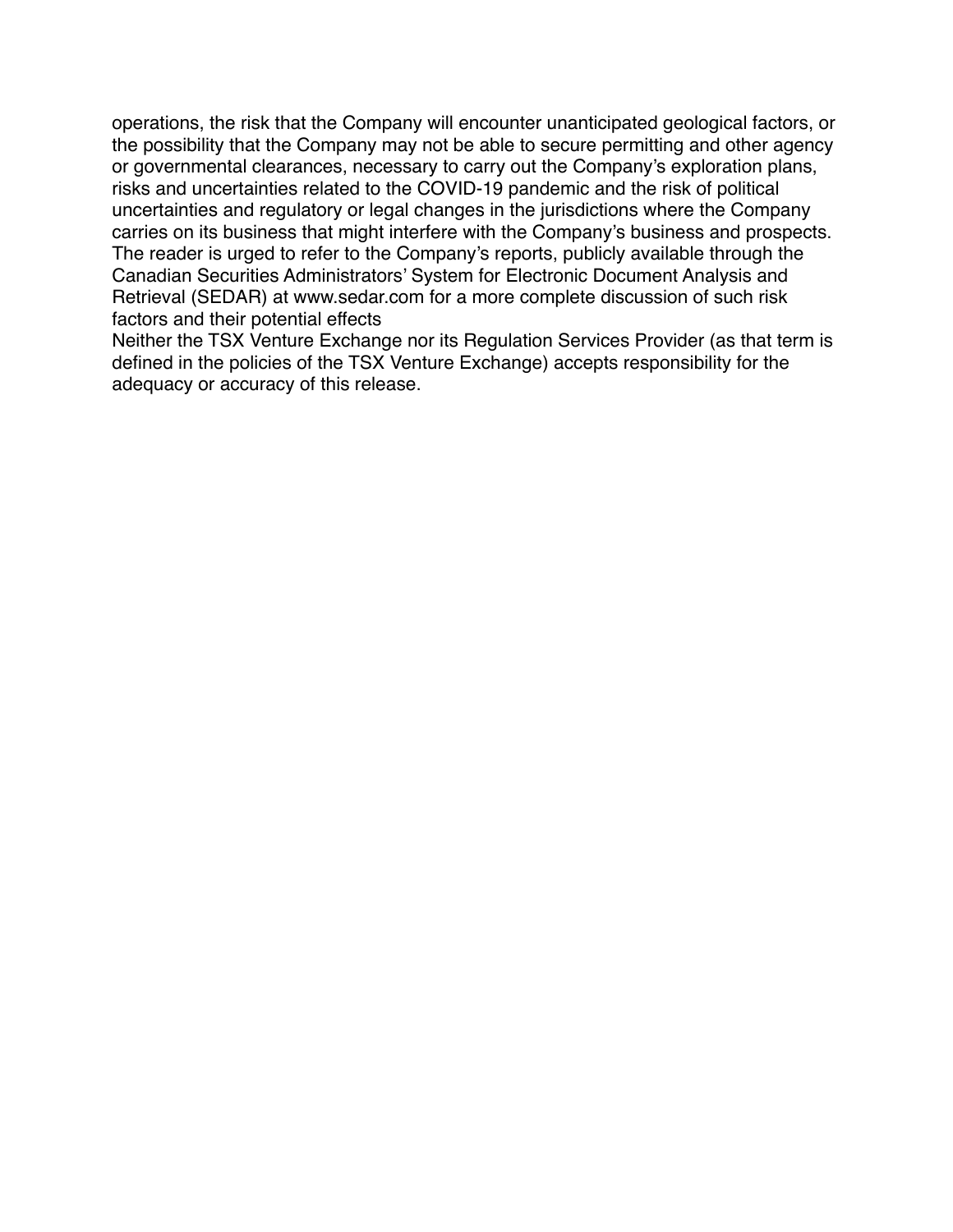operations, the risk that the Company will encounter unanticipated geological factors, or the possibility that the Company may not be able to secure permitting and other agency or governmental clearances, necessary to carry out the Company's exploration plans, risks and uncertainties related to the COVID-19 pandemic and the risk of political uncertainties and regulatory or legal changes in the jurisdictions where the Company carries on its business that might interfere with the Company's business and prospects. The reader is urged to refer to the Company's reports, publicly available through the Canadian Securities Administrators' System for Electronic Document Analysis and Retrieval (SEDAR) at www.sedar.com for a more complete discussion of such risk factors and their potential effects

Neither the TSX Venture Exchange nor its Regulation Services Provider (as that term is defined in the policies of the TSX Venture Exchange) accepts responsibility for the adequacy or accuracy of this release.